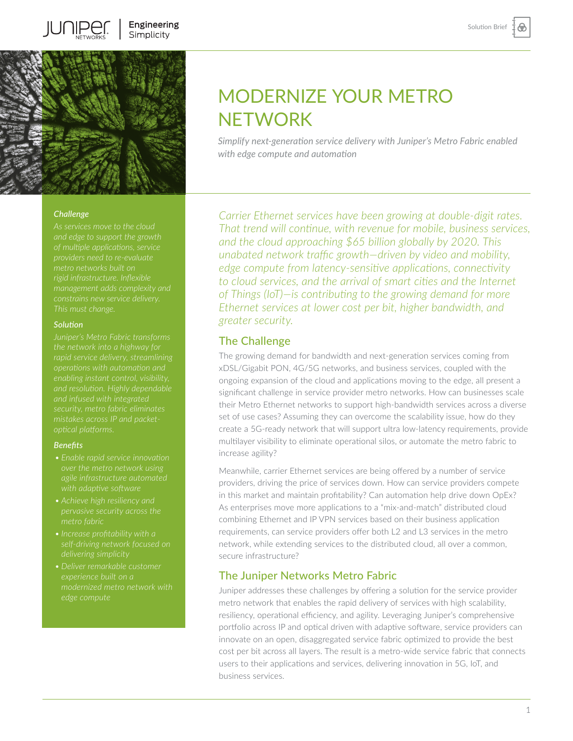# MODERNIZE YOUR METRO NETWORK

*Simplify next-generation service delivery with Juniper's Metro Fabric enabled with edge compute and automation*

***Challenge***

*As services move to the cloud and edge to support the growth of multiple applications, service providers need to re-evaluate metro networks built on rigid infrastructure. Inflexible management adds complexity and constrains new service delivery. This must change.*

***Solution***

*Juniper's Metro Fabric transforms the network into a highway for rapid service delivery, streamlining operations with automation and enabling instant control, visibility, and resolution. Highly dependable and infused with integrated security, metro fabric eliminates mistakes across IP and packet-optical platforms.*

***Benefits***

- *Enable rapid service innovation over the metro network using agile infrastructure automated with adaptive software*
- *Achieve high resiliency and pervasive security across the metro fabric*
- *Increase profitability with a self-driving network focused on delivering simplicity*
- *Deliver remarkable customer experience built on a modernized metro network with edge compute*

*Carrier Ethernet services have been growing at double-digit rates. That trend will continue, with revenue for mobile, business services, and the cloud approaching $65 billion globally by 2020. This unabated network traffic growth—driven by video and mobility, edge compute from latency-sensitive applications, connectivity to cloud services, and the arrival of smart cities and the Internet of Things (IoT)—is contributing to the growing demand for more Ethernet services at lower cost per bit, higher bandwidth, and greater security.*

## The Challenge

The growing demand for bandwidth and next-generation services coming from xDSL/Gigabit PON, 4G/5G networks, and business services, coupled with the ongoing expansion of the cloud and applications moving to the edge, all present a significant challenge in service provider metro networks. How can businesses scale their Metro Ethernet networks to support high-bandwidth services across a diverse set of use cases? Assuming they can overcome the scalability issue, how do they create a 5G-ready network that will support ultra low-latency requirements, provide multilayer visibility to eliminate operational silos, or automate the metro fabric to increase agility?

Meanwhile, carrier Ethernet services are being offered by a number of service providers, driving the price of services down. How can service providers compete in this market and maintain profitability? Can automation help drive down OpEx? As enterprises move more applications to a "mix-and-match" distributed cloud combining Ethernet and IP VPN services based on their business application requirements, can service providers offer both L2 and L3 services in the metro network, while extending services to the distributed cloud, all over a common, secure infrastructure?

## The Juniper Networks Metro Fabric

Juniper addresses these challenges by offering a solution for the service provider metro network that enables the rapid delivery of services with high scalability, resiliency, operational efficiency, and agility. Leveraging Juniper's comprehensive portfolio across IP and optical driven with adaptive software, service providers can innovate on an open, disaggregated service fabric optimized to provide the best cost per bit across all layers. The result is a metro-wide service fabric that connects users to their applications and services, delivering innovation in 5G, IoT, and business services.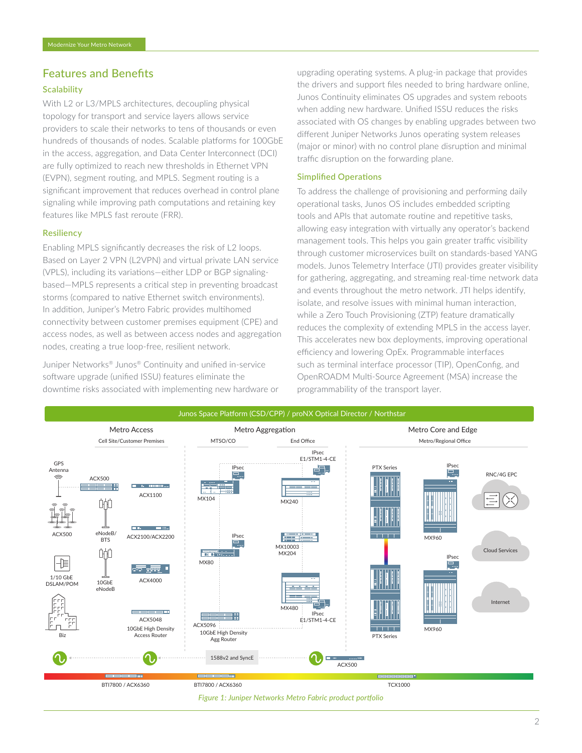## Features and Benefits

### Scalability

With L2 or L3/MPLS architectures, decoupling physical topology for transport and service layers allows service providers to scale their networks to tens of thousands or even hundreds of thousands of nodes. Scalable platforms for 100GbE in the access, aggregation, and Data Center Interconnect (DCI) are fully optimized to reach new thresholds in Ethernet VPN (EVPN), segment routing, and MPLS. Segment routing is a significant improvement that reduces overhead in control plane signaling while improving path computations and retaining key features like MPLS fast reroute (FRR).

### Resiliency

Enabling MPLS significantly decreases the risk of L2 loops. Based on Layer 2 VPN (L2VPN) and virtual private LAN service (VPLS), including its variations—either LDP or BGP signaling-based—MPLS represents a critical step in preventing broadcast storms (compared to native Ethernet switch environments). In addition, Juniper's Metro Fabric provides multihomed connectivity between customer premises equipment (CPE) and access nodes, as well as between access nodes and aggregation nodes, creating a true loop-free, resilient network.

Juniper Networks® Junos® Continuity and unified in-service software upgrade (unified ISSU) features eliminate the downtime risks associated with implementing new hardware or upgrading operating systems. A plug-in package that provides the drivers and support files needed to bring hardware online, Junos Continuity eliminates OS upgrades and system reboots when adding new hardware. Unified ISSU reduces the risks associated with OS changes by enabling upgrades between two different Juniper Networks Junos operating system releases (major or minor) with no control plane disruption and minimal traffic disruption on the forwarding plane.

### Simplified Operations

To address the challenge of provisioning and performing daily operational tasks, Junos OS includes embedded scripting tools and APIs that automate routine and repetitive tasks, allowing easy integration with virtually any operator's backend management tools. This helps you gain greater traffic visibility through customer microservices built on standards-based YANG models. Junos Telemetry Interface (JTI) provides greater visibility for gathering, aggregating, and streaming real-time network data and events throughout the metro network. JTI helps identify, isolate, and resolve issues with minimal human interaction, while a Zero Touch Provisioning (ZTP) feature dramatically reduces the complexity of extending MPLS in the access layer. This accelerates new box deployments, improving operational efficiency and lowering OpEx. Programmable interfaces such as terminal interface processor (TIP), OpenConfig, and OpenROADM Multi-Source Agreement (MSA) increase the programmability of the transport layer.

*Figure 1: Juniper Networks Metro Fabric product portfolio*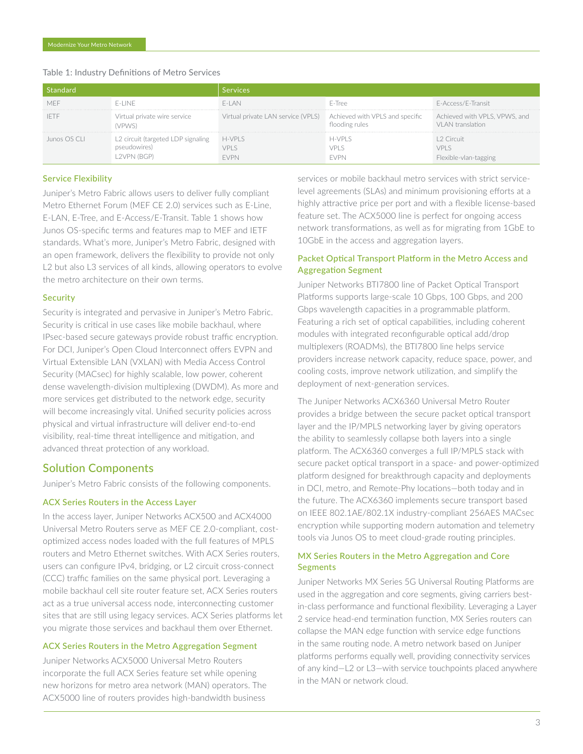Table 1: Industry Definitions of Metro Services

| Standard | | Services | | |
|---|---|---|---|---|
| MEF | E-LINE | E-LAN | E-Tree | E-Access/E-Transit |
| IETF | Virtual private wire service (VPWS) | Virtual private LAN service (VPLS) | Achieved with VPLS and specific flooding rules | Achieved with VPLS, VPWS, and VLAN translation |
| Junos OS CLI | L2 circuit (targeted LDP signaling pseudowires)<br>L2VPN (BGP) | H-VPLS<br>VPLS<br>EVPN | H-VPLS<br>VPLS<br>EVPN | L2 Circuit<br>VPLS<br>Flexible-vlan-tagging |

### Service Flexibility

Juniper's Metro Fabric allows users to deliver fully compliant Metro Ethernet Forum (MEF CE 2.0) services such as E-Line, E-LAN, E-Tree, and E-Access/E-Transit. Table 1 shows how Junos OS-specific terms and features map to MEF and IETF standards. What's more, Juniper's Metro Fabric, designed with an open framework, delivers the flexibility to provide not only L2 but also L3 services of all kinds, allowing operators to evolve the metro architecture on their own terms.

### Security

Security is integrated and pervasive in Juniper's Metro Fabric. Security is critical in use cases like mobile backhaul, where IPsec-based secure gateways provide robust traffic encryption. For DCI, Juniper's Open Cloud Interconnect offers EVPN and Virtual Extensible LAN (VXLAN) with Media Access Control Security (MACsec) for highly scalable, low power, coherent dense wavelength-division multiplexing (DWDM). As more and more services get distributed to the network edge, security will become increasingly vital. Unified security policies across physical and virtual infrastructure will deliver end-to-end visibility, real-time threat intelligence and mitigation, and advanced threat protection of any workload.

## Solution Components

Juniper's Metro Fabric consists of the following components.

### ACX Series Routers in the Access Layer

In the access layer, Juniper Networks ACX500 and ACX4000 Universal Metro Routers serve as MEF CE 2.0-compliant, cost-optimized access nodes loaded with the full features of MPLS routers and Metro Ethernet switches. With ACX Series routers, users can configure IPv4, bridging, or L2 circuit cross-connect (CCC) traffic families on the same physical port. Leveraging a mobile backhaul cell site router feature set, ACX Series routers act as a true universal access node, interconnecting customer sites that are still using legacy services. ACX Series platforms let you migrate those services and backhaul them over Ethernet.

### ACX Series Routers in the Metro Aggregation Segment

Juniper Networks ACX5000 Universal Metro Routers incorporate the full ACX Series feature set while opening new horizons for metro area network (MAN) operators. The ACX5000 line of routers provides high-bandwidth business services or mobile backhaul metro services with strict service-level agreements (SLAs) and minimum provisioning efforts at a highly attractive price per port and with a flexible license-based feature set. The ACX5000 line is perfect for ongoing access network transformations, as well as for migrating from 1GbE to 10GbE in the access and aggregation layers.

### Packet Optical Transport Platform in the Metro Access and Aggregation Segment

Juniper Networks BTI7800 line of Packet Optical Transport Platforms supports large-scale 10 Gbps, 100 Gbps, and 200 Gbps wavelength capacities in a programmable platform. Featuring a rich set of optical capabilities, including coherent modules with integrated reconfigurable optical add/drop multiplexers (ROADMs), the BTI7800 line helps service providers increase network capacity, reduce space, power, and cooling costs, improve network utilization, and simplify the deployment of next-generation services.

The Juniper Networks ACX6360 Universal Metro Router provides a bridge between the secure packet optical transport layer and the IP/MPLS networking layer by giving operators the ability to seamlessly collapse both layers into a single platform. The ACX6360 converges a full IP/MPLS stack with secure packet optical transport in a space- and power-optimized platform designed for breakthrough capacity and deployments in DCI, metro, and Remote-Phy locations—both today and in the future. The ACX6360 implements secure transport based on IEEE 802.1AE/802.1X industry-compliant 256AES MACsec encryption while supporting modern automation and telemetry tools via Junos OS to meet cloud-grade routing principles.

### MX Series Routers in the Metro Aggregation and Core Segments

Juniper Networks MX Series 5G Universal Routing Platforms are used in the aggregation and core segments, giving carriers best-in-class performance and functional flexibility. Leveraging a Layer 2 service head-end termination function, MX Series routers can collapse the MAN edge function with service edge functions in the same routing node. A metro network based on Juniper platforms performs equally well, providing connectivity services of any kind—L2 or L3—with service touchpoints placed anywhere in the MAN or network cloud.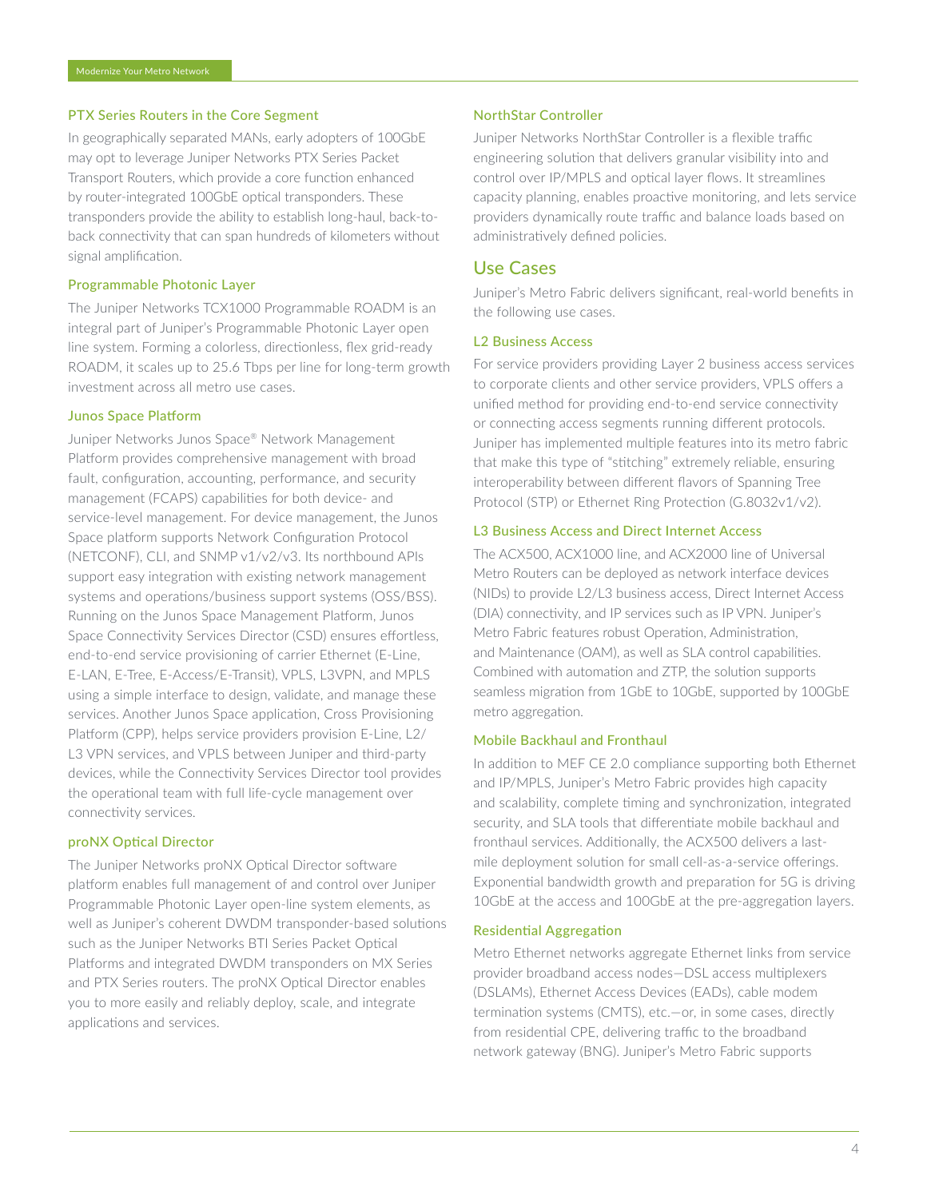### PTX Series Routers in the Core Segment

In geographically separated MANs, early adopters of 100GbE may opt to leverage Juniper Networks PTX Series Packet Transport Routers, which provide a core function enhanced by router-integrated 100GbE optical transponders. These transponders provide the ability to establish long-haul, back-to-back connectivity that can span hundreds of kilometers without signal amplification.

### Programmable Photonic Layer

The Juniper Networks TCX1000 Programmable ROADM is an integral part of Juniper's Programmable Photonic Layer open line system. Forming a colorless, directionless, flex grid-ready ROADM, it scales up to 25.6 Tbps per line for long-term growth investment across all metro use cases.

### Junos Space Platform

Juniper Networks Junos Space® Network Management Platform provides comprehensive management with broad fault, configuration, accounting, performance, and security management (FCAPS) capabilities for both device- and service-level management. For device management, the Junos Space platform supports Network Configuration Protocol (NETCONF), CLI, and SNMP v1/v2/v3. Its northbound APIs support easy integration with existing network management systems and operations/business support systems (OSS/BSS). Running on the Junos Space Management Platform, Junos Space Connectivity Services Director (CSD) ensures effortless, end-to-end service provisioning of carrier Ethernet (E-Line, E-LAN, E-Tree, E-Access/E-Transit), VPLS, L3VPN, and MPLS using a simple interface to design, validate, and manage these services. Another Junos Space application, Cross Provisioning Platform (CPP), helps service providers provision E-Line, L2/L3 VPN services, and VPLS between Juniper and third-party devices, while the Connectivity Services Director tool provides the operational team with full life-cycle management over connectivity services.

### proNX Optical Director

The Juniper Networks proNX Optical Director software platform enables full management of and control over Juniper Programmable Photonic Layer open-line system elements, as well as Juniper's coherent DWDM transponder-based solutions such as the Juniper Networks BTI Series Packet Optical Platforms and integrated DWDM transponders on MX Series and PTX Series routers. The proNX Optical Director enables you to more easily and reliably deploy, scale, and integrate applications and services.

### NorthStar Controller

Juniper Networks NorthStar Controller is a flexible traffic engineering solution that delivers granular visibility into and control over IP/MPLS and optical layer flows. It streamlines capacity planning, enables proactive monitoring, and lets service providers dynamically route traffic and balance loads based on administratively defined policies.

## Use Cases

Juniper's Metro Fabric delivers significant, real-world benefits in the following use cases.

### L2 Business Access

For service providers providing Layer 2 business access services to corporate clients and other service providers, VPLS offers a unified method for providing end-to-end service connectivity or connecting access segments running different protocols. Juniper has implemented multiple features into its metro fabric that make this type of "stitching" extremely reliable, ensuring interoperability between different flavors of Spanning Tree Protocol (STP) or Ethernet Ring Protection (G.8032v1/v2).

### L3 Business Access and Direct Internet Access

The ACX500, ACX1000 line, and ACX2000 line of Universal Metro Routers can be deployed as network interface devices (NIDs) to provide L2/L3 business access, Direct Internet Access (DIA) connectivity, and IP services such as IP VPN. Juniper's Metro Fabric features robust Operation, Administration, and Maintenance (OAM), as well as SLA control capabilities. Combined with automation and ZTP, the solution supports seamless migration from 1GbE to 10GbE, supported by 100GbE metro aggregation.

### Mobile Backhaul and Fronthaul

In addition to MEF CE 2.0 compliance supporting both Ethernet and IP/MPLS, Juniper's Metro Fabric provides high capacity and scalability, complete timing and synchronization, integrated security, and SLA tools that differentiate mobile backhaul and fronthaul services. Additionally, the ACX500 delivers a last-mile deployment solution for small cell-as-a-service offerings. Exponential bandwidth growth and preparation for 5G is driving 10GbE at the access and 100GbE at the pre-aggregation layers.

### Residential Aggregation

Metro Ethernet networks aggregate Ethernet links from service provider broadband access nodes—DSL access multiplexers (DSLAMs), Ethernet Access Devices (EADs), cable modem termination systems (CMTS), etc.—or, in some cases, directly from residential CPE, delivering traffic to the broadband network gateway (BNG). Juniper's Metro Fabric supports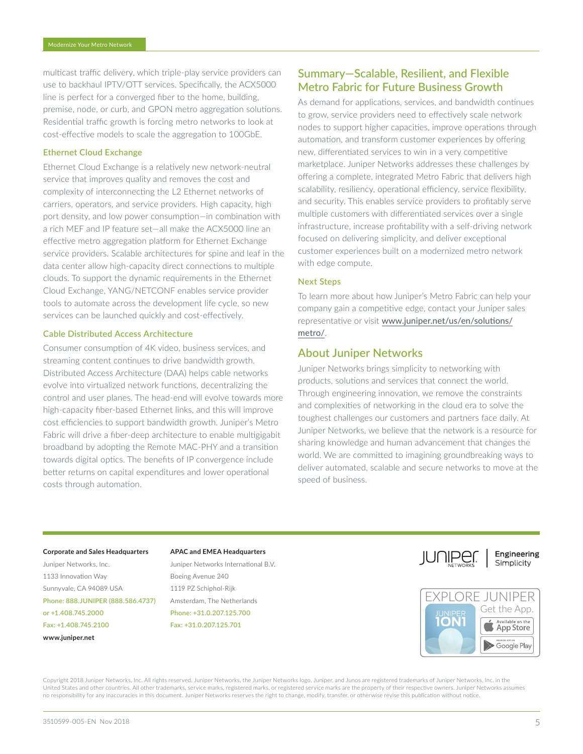multicast traffic delivery, which triple-play service providers can use to backhaul IPTV/OTT services. Specifically, the ACX5000 line is perfect for a converged fiber to the home, building, premise, node, or curb, and GPON metro aggregation solutions. Residential traffic growth is forcing metro networks to look at cost-effective models to scale the aggregation to 100GbE.

### Ethernet Cloud Exchange

Ethernet Cloud Exchange is a relatively new network-neutral service that improves quality and removes the cost and complexity of interconnecting the L2 Ethernet networks of carriers, operators, and service providers. High capacity, high port density, and low power consumption—in combination with a rich MEF and IP feature set—all make the ACX5000 line an effective metro aggregation platform for Ethernet Exchange service providers. Scalable architectures for spine and leaf in the data center allow high-capacity direct connections to multiple clouds. To support the dynamic requirements in the Ethernet Cloud Exchange, YANG/NETCONF enables service provider tools to automate across the development life cycle, so new services can be launched quickly and cost-effectively.

### Cable Distributed Access Architecture

Consumer consumption of 4K video, business services, and streaming content continues to drive bandwidth growth. Distributed Access Architecture (DAA) helps cable networks evolve into virtualized network functions, decentralizing the control and user planes. The head-end will evolve towards more high-capacity fiber-based Ethernet links, and this will improve cost efficiencies to support bandwidth growth. Juniper's Metro Fabric will drive a fiber-deep architecture to enable multigigabit broadband by adopting the Remote MAC-PHY and a transition towards digital optics. The benefits of IP convergence include better returns on capital expenditures and lower operational costs through automation.

## Summary—Scalable, Resilient, and Flexible Metro Fabric for Future Business Growth

As demand for applications, services, and bandwidth continues to grow, service providers need to effectively scale network nodes to support higher capacities, improve operations through automation, and transform customer experiences by offering new, differentiated services to win in a very competitive marketplace. Juniper Networks addresses these challenges by offering a complete, integrated Metro Fabric that delivers high scalability, resiliency, operational efficiency, service flexibility, and security. This enables service providers to profitably serve multiple customers with differentiated services over a single infrastructure, increase profitability with a self-driving network focused on delivering simplicity, and deliver exceptional customer experiences built on a modernized metro network with edge compute.

### Next Steps

To learn more about how Juniper's Metro Fabric can help your company gain a competitive edge, contact your Juniper sales representative or visit www.juniper.net/us/en/solutions/metro/.

## About Juniper Networks

Juniper Networks brings simplicity to networking with products, solutions and services that connect the world. Through engineering innovation, we remove the constraints and complexities of networking in the cloud era to solve the toughest challenges our customers and partners face daily. At Juniper Networks, we believe that the network is a resource for sharing knowledge and human advancement that changes the world. We are committed to imagining groundbreaking ways to deliver automated, scalable and secure networks to move at the speed of business.

**Corporate and Sales Headquarters**
Juniper Networks, Inc.
1133 Innovation Way
Sunnyvale, CA 94089 USA
Phone: 888.JUNIPER (888.586.4737)
or +1.408.745.2000
Fax: +1.408.745.2100
**www.juniper.net**

**APAC and EMEA Headquarters**
Juniper Networks International B.V.
Boeing Avenue 240
1119 PZ Schiphol-Rijk
Amsterdam, The Netherlands
Phone: +31.0.207.125.700
Fax: +31.0.207.125.701

Engineering Simplicity

EXPLORE JUNIPER
Get the App.

Copyright 2018 Juniper Networks, Inc. All rights reserved. Juniper Networks, the Juniper Networks logo, Juniper, and Junos are registered trademarks of Juniper Networks, Inc. in the United States and other countries. All other trademarks, service marks, registered marks, or registered service marks are the property of their respective owners. Juniper Networks assumes no responsibility for any inaccuracies in this document. Juniper Networks reserves the right to change, modify, transfer, or otherwise revise this publication without notice.

3510599-005-EN Nov 2018